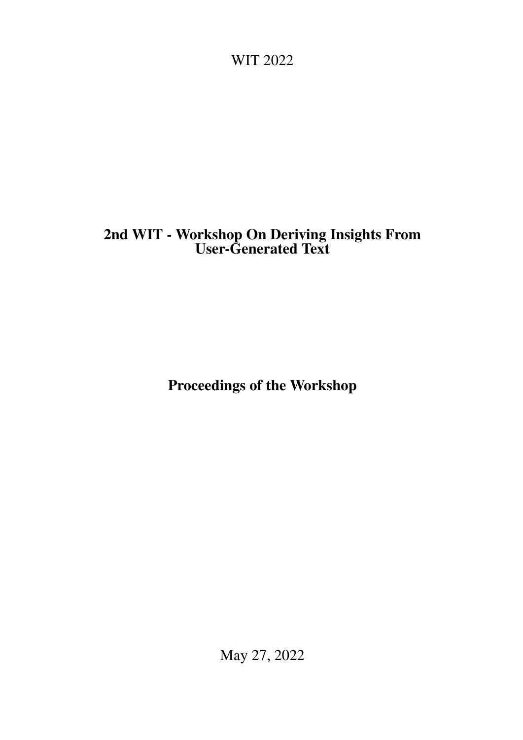WIT 2022

# 2nd WIT - Workshop On Deriving Insights From User-Generated Text

## Proceedings of the Workshop

May 27, 2022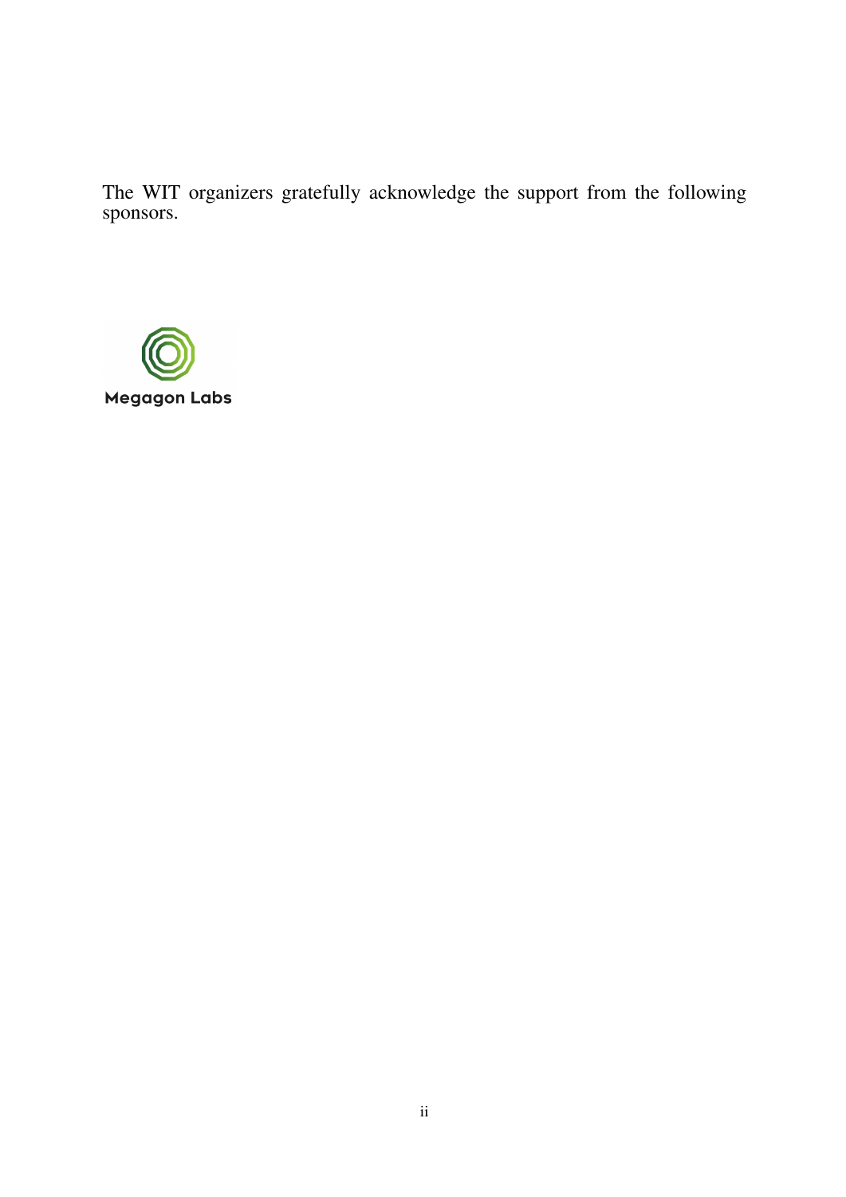The WIT organizers gratefully acknowledge the support from the following sponsors.

Megagon Labs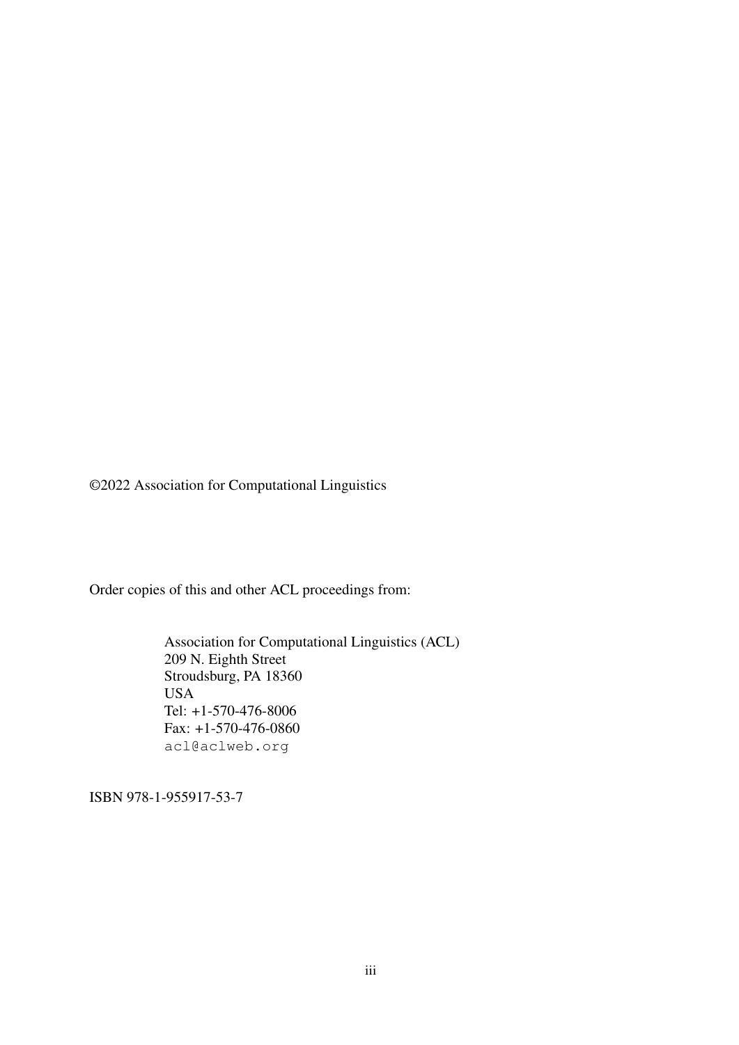©2022 Association for Computational Linguistics

Order copies of this and other ACL proceedings from:

Association for Computational Linguistics (ACL)
209 N. Eighth Street
Stroudsburg, PA 18360
USA
Tel: +1-570-476-8006
Fax: +1-570-476-0860
acl@aclweb.org

ISBN 978-1-955917-53-7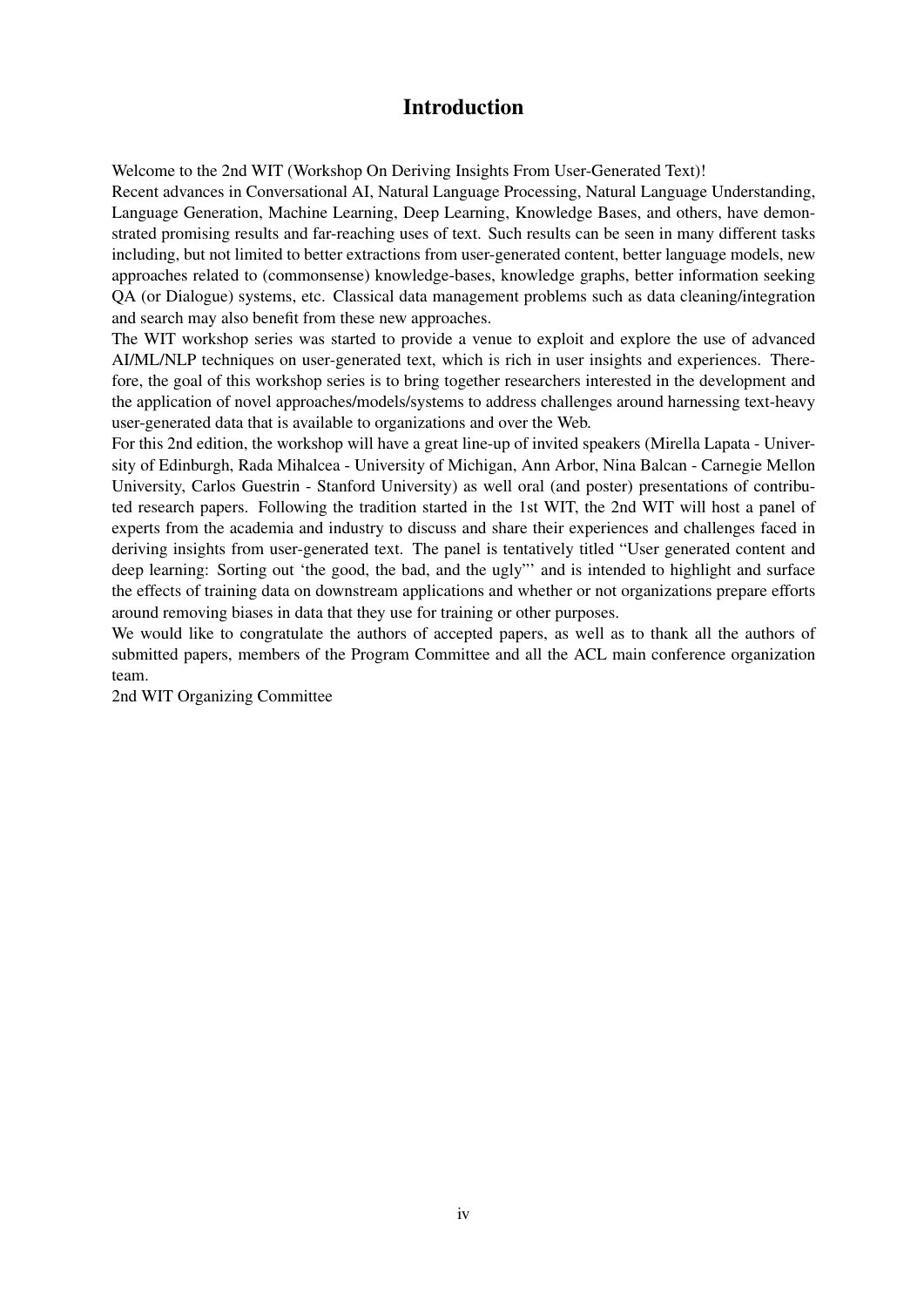# Introduction

Welcome to the 2nd WIT (Workshop On Deriving Insights From User-Generated Text)!

Recent advances in Conversational AI, Natural Language Processing, Natural Language Understanding, Language Generation, Machine Learning, Deep Learning, Knowledge Bases, and others, have demonstrated promising results and far-reaching uses of text. Such results can be seen in many different tasks including, but not limited to better extractions from user-generated content, better language models, new approaches related to (commonsense) knowledge-bases, knowledge graphs, better information seeking QA (or Dialogue) systems, etc. Classical data management problems such as data cleaning/integration and search may also benefit from these new approaches.

The WIT workshop series was started to provide a venue to exploit and explore the use of advanced AI/ML/NLP techniques on user-generated text, which is rich in user insights and experiences. Therefore, the goal of this workshop series is to bring together researchers interested in the development and the application of novel approaches/models/systems to address challenges around harnessing text-heavy user-generated data that is available to organizations and over the Web.

For this 2nd edition, the workshop will have a great line-up of invited speakers (Mirella Lapata - University of Edinburgh, Rada Mihalcea - University of Michigan, Ann Arbor, Nina Balcan - Carnegie Mellon University, Carlos Guestrin - Stanford University) as well oral (and poster) presentations of contributed research papers. Following the tradition started in the 1st WIT, the 2nd WIT will host a panel of experts from the academia and industry to discuss and share their experiences and challenges faced in deriving insights from user-generated text. The panel is tentatively titled "User generated content and deep learning: Sorting out 'the good, the bad, and the ugly"' and is intended to highlight and surface the effects of training data on downstream applications and whether or not organizations prepare efforts around removing biases in data that they use for training or other purposes.

We would like to congratulate the authors of accepted papers, as well as to thank all the authors of submitted papers, members of the Program Committee and all the ACL main conference organization team.

2nd WIT Organizing Committee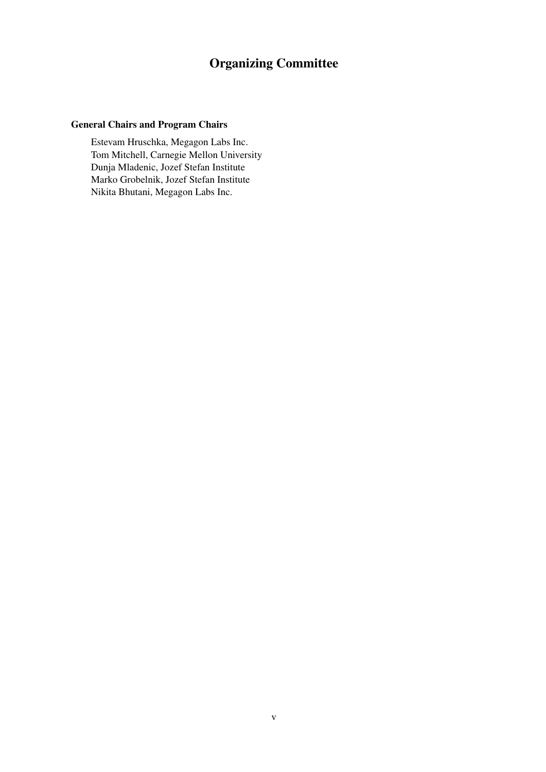# Organizing Committee

**General Chairs and Program Chairs**

Estevam Hruschka, Megagon Labs Inc.
Tom Mitchell, Carnegie Mellon University
Dunja Mladenic, Jozef Stefan Institute
Marko Grobelnik, Jozef Stefan Institute
Nikita Bhutani, Megagon Labs Inc.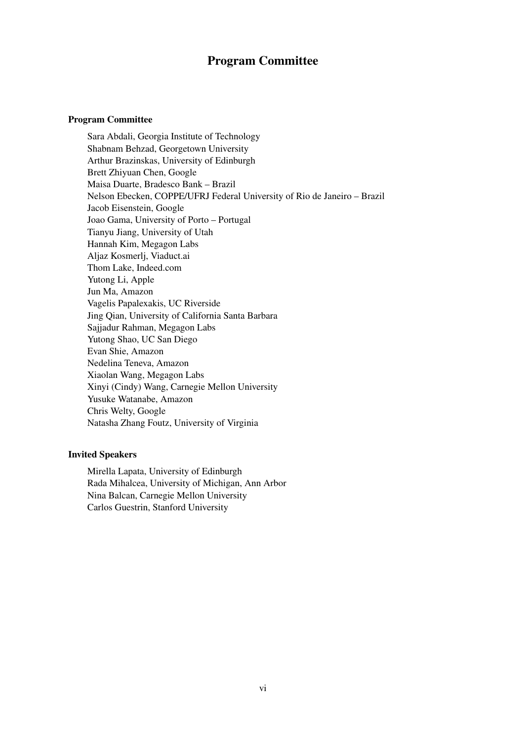# Program Committee

## Program Committee

Sara Abdali, Georgia Institute of Technology
Shabnam Behzad, Georgetown University
Arthur Brazinskas, University of Edinburgh
Brett Zhiyuan Chen, Google
Maisa Duarte, Bradesco Bank – Brazil
Nelson Ebecken, COPPE/UFRJ Federal University of Rio de Janeiro – Brazil
Jacob Eisenstein, Google
Joao Gama, University of Porto – Portugal
Tianyu Jiang, University of Utah
Hannah Kim, Megagon Labs
Aljaz Kosmerlj, Viaduct.ai
Thom Lake, Indeed.com
Yutong Li, Apple
Jun Ma, Amazon
Vagelis Papalexakis, UC Riverside
Jing Qian, University of California Santa Barbara
Sajjadur Rahman, Megagon Labs
Yutong Shao, UC San Diego
Evan Shie, Amazon
Nedelina Teneva, Amazon
Xiaolan Wang, Megagon Labs
Xinyi (Cindy) Wang, Carnegie Mellon University
Yusuke Watanabe, Amazon
Chris Welty, Google
Natasha Zhang Foutz, University of Virginia

## Invited Speakers

Mirella Lapata, University of Edinburgh
Rada Mihalcea, University of Michigan, Ann Arbor
Nina Balcan, Carnegie Mellon University
Carlos Guestrin, Stanford University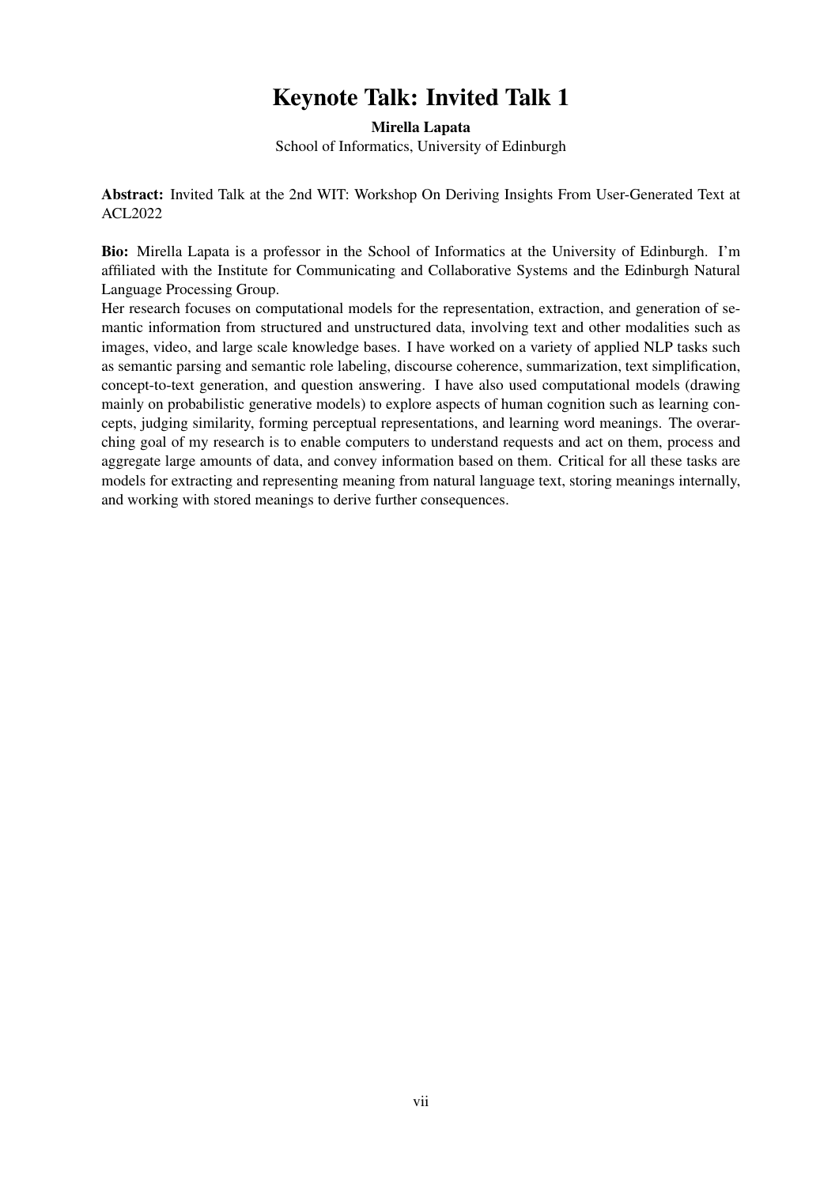# Keynote Talk: Invited Talk 1

**Mirella Lapata**

School of Informatics, University of Edinburgh

**Abstract:** Invited Talk at the 2nd WIT: Workshop On Deriving Insights From User-Generated Text at ACL2022

**Bio:** Mirella Lapata is a professor in the School of Informatics at the University of Edinburgh. I'm affiliated with the Institute for Communicating and Collaborative Systems and the Edinburgh Natural Language Processing Group.
Her research focuses on computational models for the representation, extraction, and generation of semantic information from structured and unstructured data, involving text and other modalities such as images, video, and large scale knowledge bases. I have worked on a variety of applied NLP tasks such as semantic parsing and semantic role labeling, discourse coherence, summarization, text simplification, concept-to-text generation, and question answering. I have also used computational models (drawing mainly on probabilistic generative models) to explore aspects of human cognition such as learning concepts, judging similarity, forming perceptual representations, and learning word meanings. The overarching goal of my research is to enable computers to understand requests and act on them, process and aggregate large amounts of data, and convey information based on them. Critical for all these tasks are models for extracting and representing meaning from natural language text, storing meanings internally, and working with stored meanings to derive further consequences.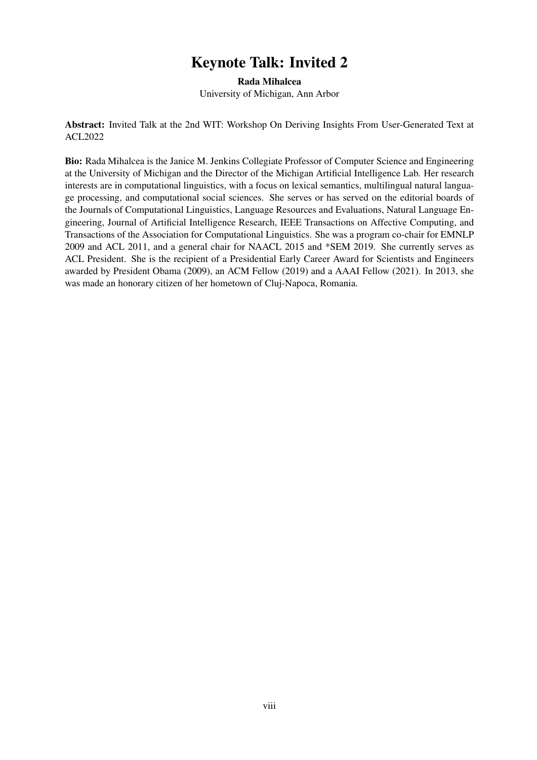# Keynote Talk: Invited 2

**Rada Mihalcea**

University of Michigan, Ann Arbor

**Abstract:** Invited Talk at the 2nd WIT: Workshop On Deriving Insights From User-Generated Text at ACL2022

**Bio:** Rada Mihalcea is the Janice M. Jenkins Collegiate Professor of Computer Science and Engineering at the University of Michigan and the Director of the Michigan Artificial Intelligence Lab. Her research interests are in computational linguistics, with a focus on lexical semantics, multilingual natural language processing, and computational social sciences. She serves or has served on the editorial boards of the Journals of Computational Linguistics, Language Resources and Evaluations, Natural Language Engineering, Journal of Artificial Intelligence Research, IEEE Transactions on Affective Computing, and Transactions of the Association for Computational Linguistics. She was a program co-chair for EMNLP 2009 and ACL 2011, and a general chair for NAACL 2015 and *SEM 2019. She currently serves as ACL President. She is the recipient of a Presidential Early Career Award for Scientists and Engineers awarded by President Obama (2009), an ACM Fellow (2019) and a AAAI Fellow (2021). In 2013, she was made an honorary citizen of her hometown of Cluj-Napoca, Romania.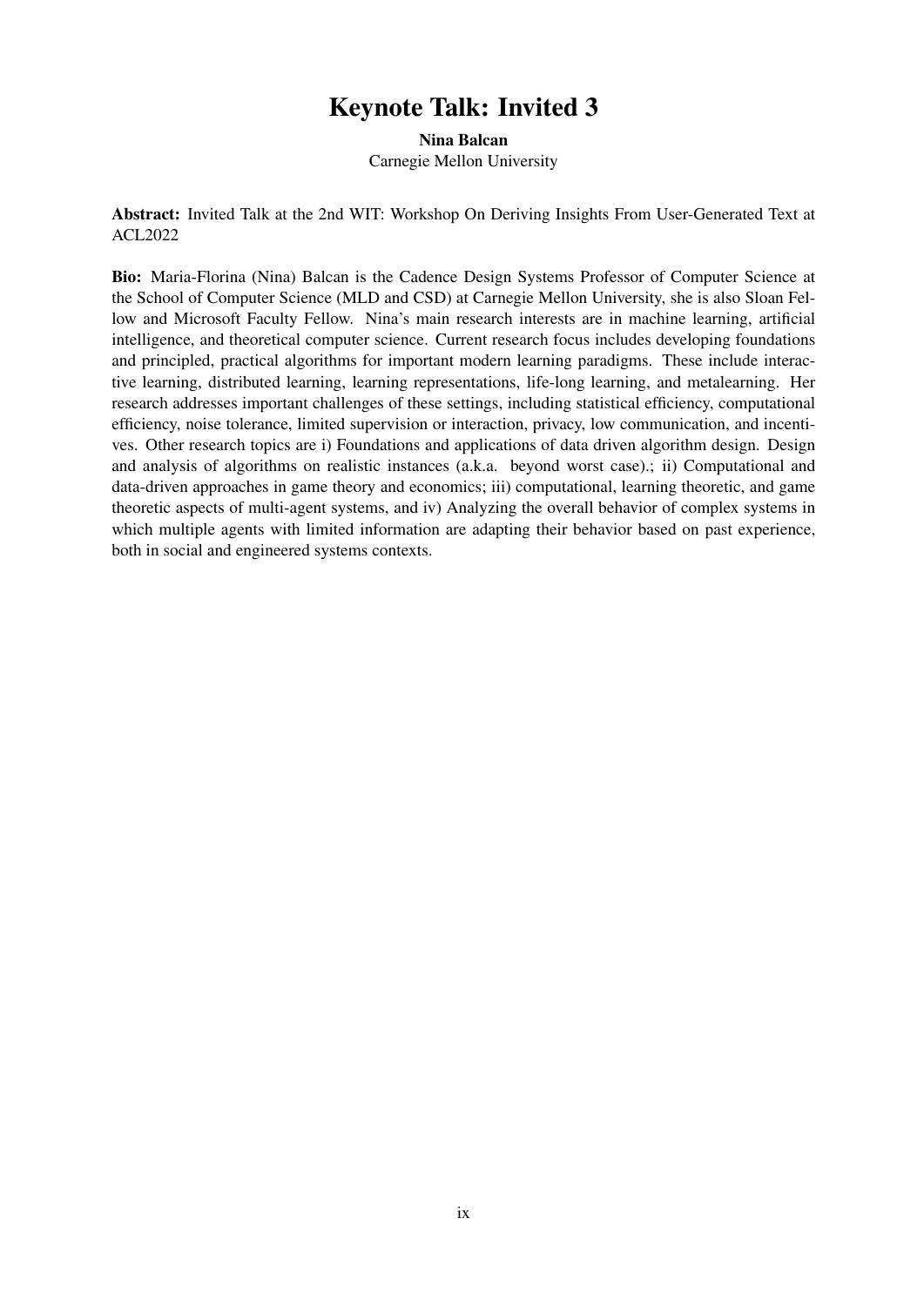# Keynote Talk: Invited 3

**Nina Balcan**
Carnegie Mellon University

**Abstract:** Invited Talk at the 2nd WIT: Workshop On Deriving Insights From User-Generated Text at ACL2022

**Bio:** Maria-Florina (Nina) Balcan is the Cadence Design Systems Professor of Computer Science at the School of Computer Science (MLD and CSD) at Carnegie Mellon University, she is also Sloan Fellow and Microsoft Faculty Fellow. Nina's main research interests are in machine learning, artificial intelligence, and theoretical computer science. Current research focus includes developing foundations and principled, practical algorithms for important modern learning paradigms. These include interactive learning, distributed learning, learning representations, life-long learning, and metalearning. Her research addresses important challenges of these settings, including statistical efficiency, computational efficiency, noise tolerance, limited supervision or interaction, privacy, low communication, and incentives. Other research topics are i) Foundations and applications of data driven algorithm design. Design and analysis of algorithms on realistic instances (a.k.a. beyond worst case).; ii) Computational and data-driven approaches in game theory and economics; iii) computational, learning theoretic, and game theoretic aspects of multi-agent systems, and iv) Analyzing the overall behavior of complex systems in which multiple agents with limited information are adapting their behavior based on past experience, both in social and engineered systems contexts.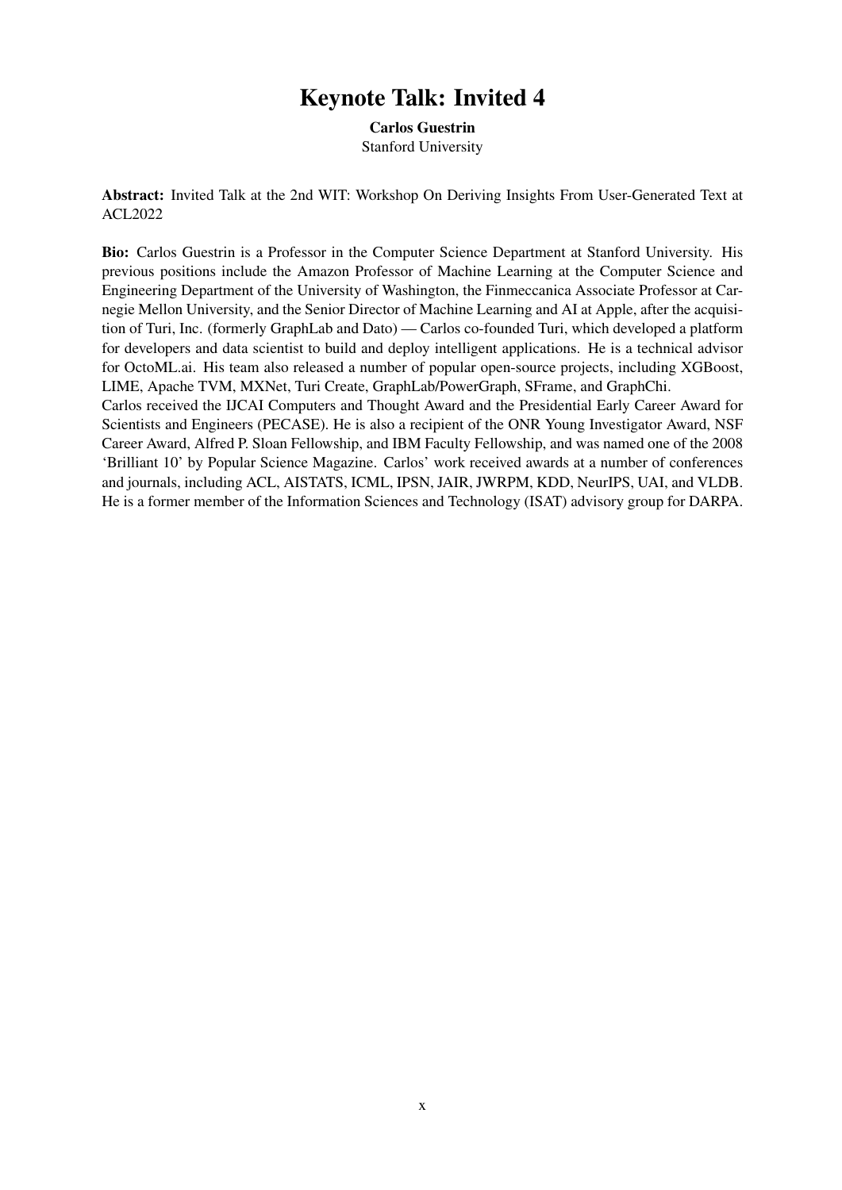# Keynote Talk: Invited 4

**Carlos Guestrin**
Stanford University

**Abstract:** Invited Talk at the 2nd WIT: Workshop On Deriving Insights From User-Generated Text at ACL2022

**Bio:** Carlos Guestrin is a Professor in the Computer Science Department at Stanford University. His previous positions include the Amazon Professor of Machine Learning at the Computer Science and Engineering Department of the University of Washington, the Finmeccanica Associate Professor at Carnegie Mellon University, and the Senior Director of Machine Learning and AI at Apple, after the acquisition of Turi, Inc. (formerly GraphLab and Dato) — Carlos co-founded Turi, which developed a platform for developers and data scientist to build and deploy intelligent applications. He is a technical advisor for OctoML.ai. His team also released a number of popular open-source projects, including XGBoost, LIME, Apache TVM, MXNet, Turi Create, GraphLab/PowerGraph, SFrame, and GraphChi.
Carlos received the IJCAI Computers and Thought Award and the Presidential Early Career Award for Scientists and Engineers (PECASE). He is also a recipient of the ONR Young Investigator Award, NSF Career Award, Alfred P. Sloan Fellowship, and IBM Faculty Fellowship, and was named one of the 2008 'Brilliant 10' by Popular Science Magazine. Carlos' work received awards at a number of conferences and journals, including ACL, AISTATS, ICML, IPSN, JAIR, JWRPM, KDD, NeurIPS, UAI, and VLDB. He is a former member of the Information Sciences and Technology (ISAT) advisory group for DARPA.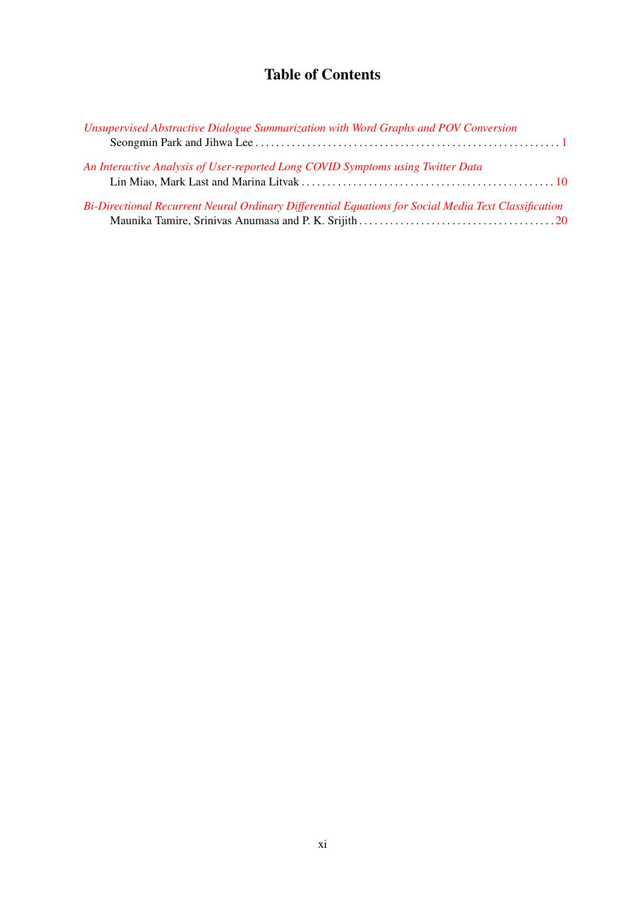# Table of Contents

*Unsupervised Abstractive Dialogue Summarization with Word Graphs and POV Conversion*
Seongmin Park and Jihwa Lee . . . . . . . . . . . . . . . . . . . . . . . . . . . . . . . . . . . . . . . . . . . . . . . . . . . . . . . . . . 1

*An Interactive Analysis of User-reported Long COVID Symptoms using Twitter Data*
Lin Miao, Mark Last and Marina Litvak . . . . . . . . . . . . . . . . . . . . . . . . . . . . . . . . . . . . . . . . . . . . . . . . 10

*Bi-Directional Recurrent Neural Ordinary Differential Equations for Social Media Text Classification*
Maunika Tamire, Srinivas Anumasa and P. K. Srijith . . . . . . . . . . . . . . . . . . . . . . . . . . . . . . . . . . . . . 20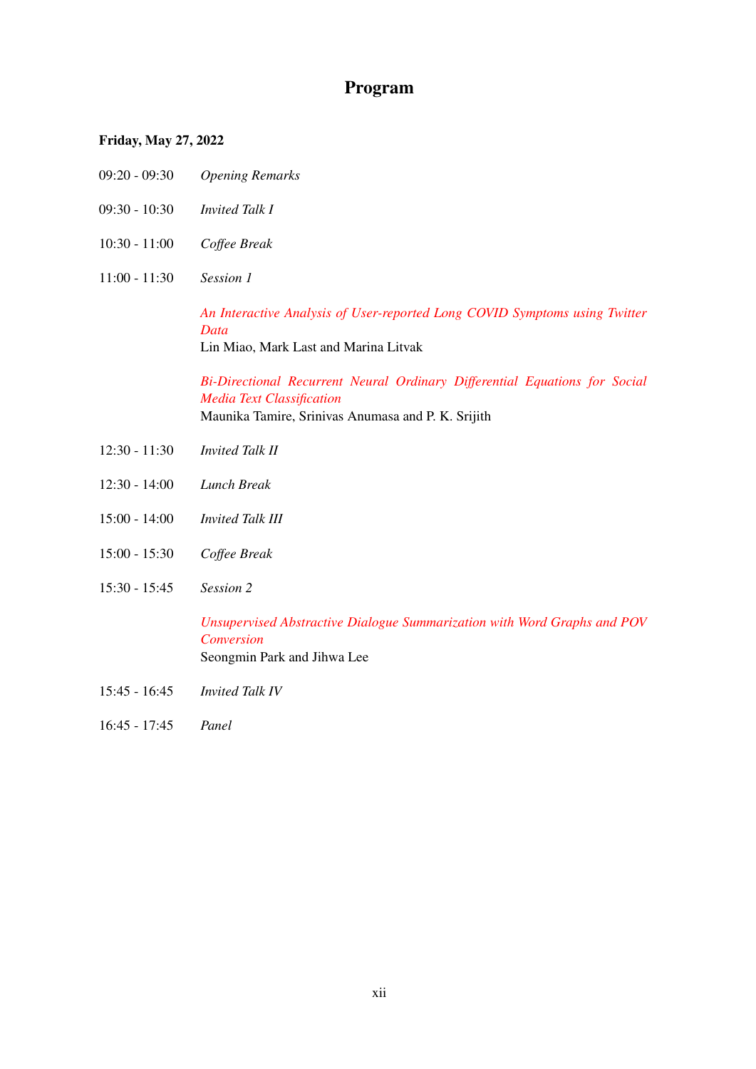# Program

**Friday, May 27, 2022**

09:20 - 09:30 *Opening Remarks*

09:30 - 10:30 *Invited Talk I*

10:30 - 11:00 *Coffee Break*

11:00 - 11:30 *Session 1*

*An Interactive Analysis of User-reported Long COVID Symptoms using Twitter Data*
Lin Miao, Mark Last and Marina Litvak

*Bi-Directional Recurrent Neural Ordinary Differential Equations for Social Media Text Classification*
Maunika Tamire, Srinivas Anumasa and P. K. Srijith

12:30 - 11:30 *Invited Talk II*

12:30 - 14:00 *Lunch Break*

15:00 - 14:00 *Invited Talk III*

15:00 - 15:30 *Coffee Break*

15:30 - 15:45 *Session 2*

*Unsupervised Abstractive Dialogue Summarization with Word Graphs and POV Conversion*
Seongmin Park and Jihwa Lee

15:45 - 16:45 *Invited Talk IV*

16:45 - 17:45 *Panel*